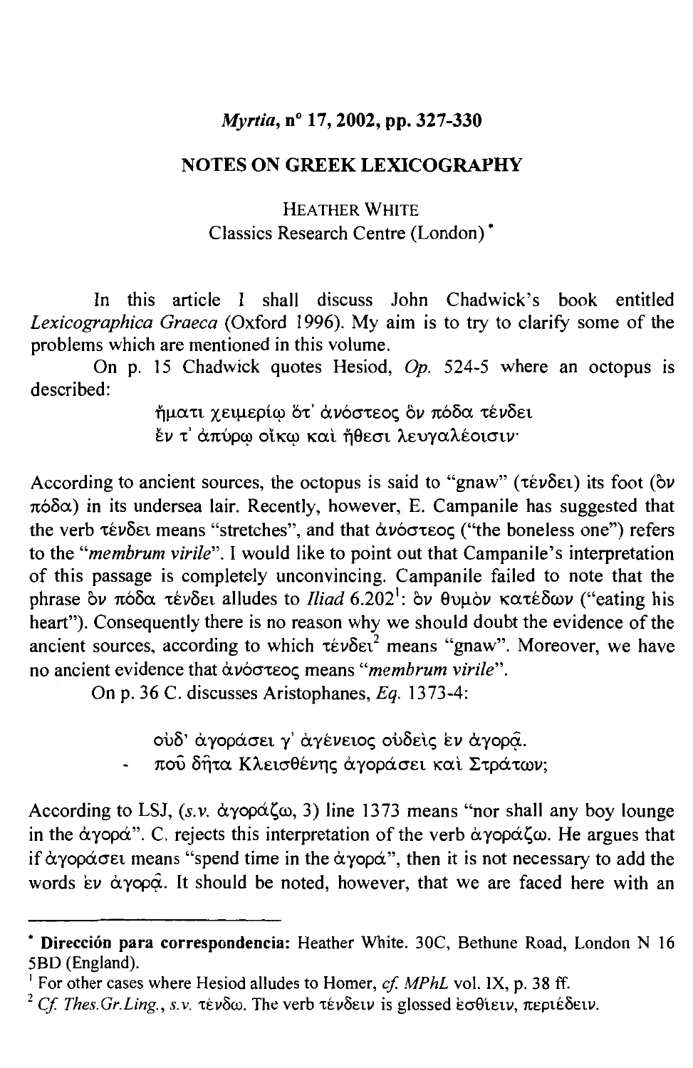*Myrtia*, n° 17, 2002, pp. 327-330

# NOTES ON GREEK LEXICOGRAPHY

HEATHER WHITE
Classics Research Centre (London) *

In this article I shall discuss John Chadwick's book entitled *Lexicographica Graeca* (Oxford 1996). My aim is to try to clarify some of the problems which are mentioned in this volume.

On p. 15 Chadwick quotes Hesiod, *Op.* 524-5 where an octopus is described:

> ἤματι χειμερίῳ ὅτ' ἀνόστεος ὃν πόδα τένδει
> ἔν τ' ἀπύρῳ οἴκῳ καὶ ἤθεσι λευγαλέοισιν·

According to ancient sources, the octopus is said to "gnaw" (τένδει) its foot (ὃν πόδα) in its undersea lair. Recently, however, E. Campanile has suggested that the verb τένδει means "stretches", and that ἀνόστεος ("the boneless one") refers to the "*membrum virile*". I would like to point out that Campanile's interpretation of this passage is completely unconvincing. Campanile failed to note that the phrase ὃν πόδα τένδει alludes to *Iliad* 6.202[1]: ὃν θυμὸν κατέδων ("eating his heart"). Consequently there is no reason why we should doubt the evidence of the ancient sources, according to which τένδει[2] means "gnaw". Moreover, we have no ancient evidence that ἀνόστεος means "*membrum virile*".

On p. 36 C. discusses Aristophanes, *Eq.* 1373-4:

> οὐδ' ἀγοράσει γ' ἀγένειος οὐδεὶς ἐν ἀγορᾷ.
> - ποῦ δῆτα Κλεισθένης ἀγοράσει καὶ Στράτων;

According to LSJ, (*s.v.* ἀγοράζω, 3) line 1373 means "nor shall any boy lounge in the ἀγορά". C. rejects this interpretation of the verb ἀγοράζω. He argues that if ἀγοράσει means "spend time in the ἀγορά", then it is not necessary to add the words ἐν ἀγορᾷ. It should be noted, however, that we are faced here with an

---

* **Dirección para correspondencia:** Heather White. 30C, Bethune Road, London N 16 5BD (England).

[1] For other cases where Hesiod alludes to Homer, *cf. MPhL* vol. IX, p. 38 ff.

[2] *Cf. Thes.Gr.Ling.*, *s.v.* τένδω. The verb τένδειν is glossed ἐσθίειν, περιέδειν.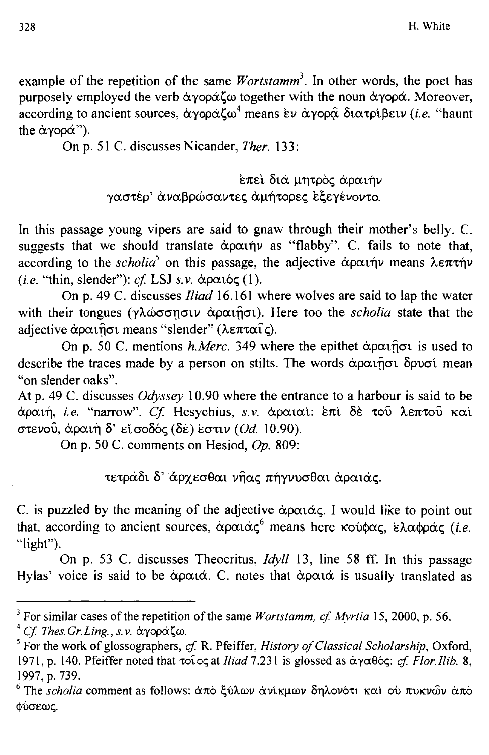example of the repetition of the same *Wortstamm*[3]. In other words, the poet has purposely employed the verb ἀγοράζω together with the noun ἀγορά. Moreover, according to ancient sources, ἀγοράζω[4] means ἐν ἀγορᾷ διατρίβειν (*i.e.* "haunt the ἀγορά").

On p. 51 C. discusses Nicander, *Ther.* 133:

> ἐπεὶ διὰ μητρὸς ἀραιὴν
> γαστέρ' ἀναβρώσαντες ἀμήτορες ἐξεγένοντο.

In this passage young vipers are said to gnaw through their mother's belly. C. suggests that we should translate ἀραιὴν as "flabby". C. fails to note that, according to the *scholia*[5] on this passage, the adjective ἀραιὴν means λεπτήν (*i.e.* "thin, slender"): *cf.* LSJ *s.v.* ἀραιός (1).

On p. 49 C. discusses *Iliad* 16.161 where wolves are said to lap the water with their tongues (γλώσσῃσιν ἀραιῇσι). Here too the *scholia* state that the adjective ἀραιῇσι means "slender" (λεπταῖς).

On p. 50 C. mentions *h.Merc.* 349 where the epithet ἀραιῇσι is used to describe the traces made by a person on stilts. The words ἀραιῇσι δρυσί mean "on slender oaks".

At p. 49 C. discusses *Odyssey* 10.90 where the entrance to a harbour is said to be ἀραιή, *i.e.* "narrow". *Cf.* Hesychius, *s.v.* ἀραιαί: ἐπὶ δὲ τοῦ λεπτοῦ καὶ στενοῦ, ἀραιὴ δ' εἴσοδός (δέ) ἐστιν (*Od.* 10.90).

On p. 50 C. comments on Hesiod, *Op.* 809:

> τετράδι δ' ἄρχεσθαι νῆας πήγνυσθαι ἀραιάς.

C. is puzzled by the meaning of the adjective ἀραιάς. I would like to point out that, according to ancient sources, ἀραιάς[6] means here κούφας, ἐλαφράς (*i.e.* "light").

On p. 53 C. discusses Theocritus, *Idyll* 13, line 58 ff. In this passage Hylas' voice is said to be ἀραιά. C. notes that ἀραιά is usually translated as

---

[3] For similar cases of the repetition of the same *Wortstamm*, *cf. Myrtia* 15, 2000, p. 56.

[4] *Cf. Thes.Gr.Ling.*, *s.v.* ἀγοράζω.

[5] For the work of glossographers, *cf.* R. Pfeiffer, *History of Classical Scholarship*, Oxford, 1971, p. 140. Pfeiffer noted that τοῖος at *Iliad* 7.231 is glossed as ἀγαθός: *cf. Flor.Ilib.* 8, 1997, p. 739.

[6] The *scholia* comment as follows: ἀπὸ ξύλων ἀνίκμων δηλονότι καὶ οὐ πυκνῶν ἀπὸ φύσεως.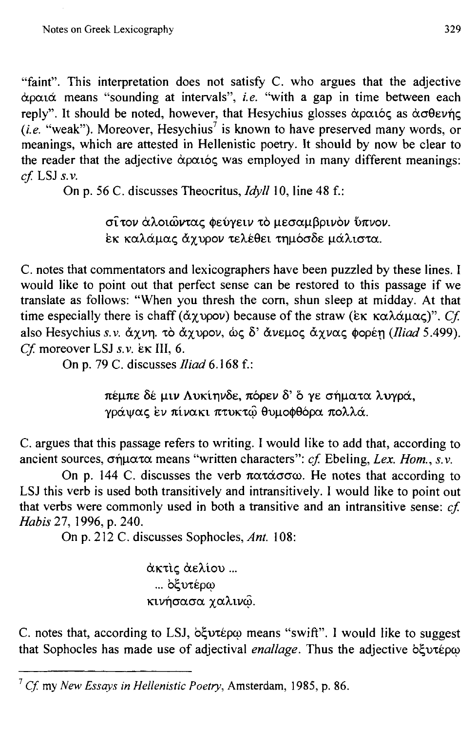"faint". This interpretation does not satisfy C. who argues that the adjective ἀραιά means "sounding at intervals", *i.e.* "with a gap in time between each reply". It should be noted, however, that Hesychius glosses ἀραιός as ἀσθενής (*i.e.* "weak"). Moreover, Hesychius[7] is known to have preserved many words, or meanings, which are attested in Hellenistic poetry. It should by now be clear to the reader that the adjective ἀραιός was employed in many different meanings: *cf.* LSJ *s.v.*

On p. 56 C. discusses Theocritus, *Idyll* 10, line 48 f.:

> σῖτον ἀλοιῶντας φεύγειν τὸ μεσαμβρινὸν ὕπνον.
> ἐκ καλάμας ἄχυρον τελέθει τημόσδε μάλιστα.

C. notes that commentators and lexicographers have been puzzled by these lines. I would like to point out that perfect sense can be restored to this passage if we translate as follows: "When you thresh the corn, shun sleep at midday. At that time especially there is chaff (ἄχυρον) because of the straw (ἐκ καλάμας)". *Cf.* also Hesychius *s.v.* ἄχνη. τὸ ἄχυρον, ὡς δ' ἄνεμος ἄχνας φορέῃ (*Iliad* 5.499). *Cf.* moreover LSJ *s.v.* ἐκ III, 6.

On p. 79 C. discusses *Iliad* 6.168 f.:

> πέμπε δέ μιν Λυκίηνδε, πόρεν δ' ὅ γε σήματα λυγρά,
> γράψας ἐν πίνακι πτυκτῷ θυμοφθόρα πολλά.

C. argues that this passage refers to writing. I would like to add that, according to ancient sources, σήματα means "written characters": *cf.* Ebeling, *Lex. Hom.*, *s.v.*

On p. 144 C. discusses the verb πατάσσω. He notes that according to LSJ this verb is used both transitively and intransitively. I would like to point out that verbs were commonly used in both a transitive and an intransitive sense: *cf.* *Habis* 27, 1996, p. 240.

On p. 212 C. discusses Sophocles, *Ant.* 108:

> ἀκτὶς ἀελίου ...
> ... ὀξυτέρῳ
> κινήσασα χαλινῷ.

C. notes that, according to LSJ, ὀξυτέρῳ means "swift". I would like to suggest that Sophocles has made use of adjectival *enallage*. Thus the adjective ὀξυτέρῳ

---

[7] *Cf.* my *New Essays in Hellenistic Poetry*, Amsterdam, 1985, p. 86.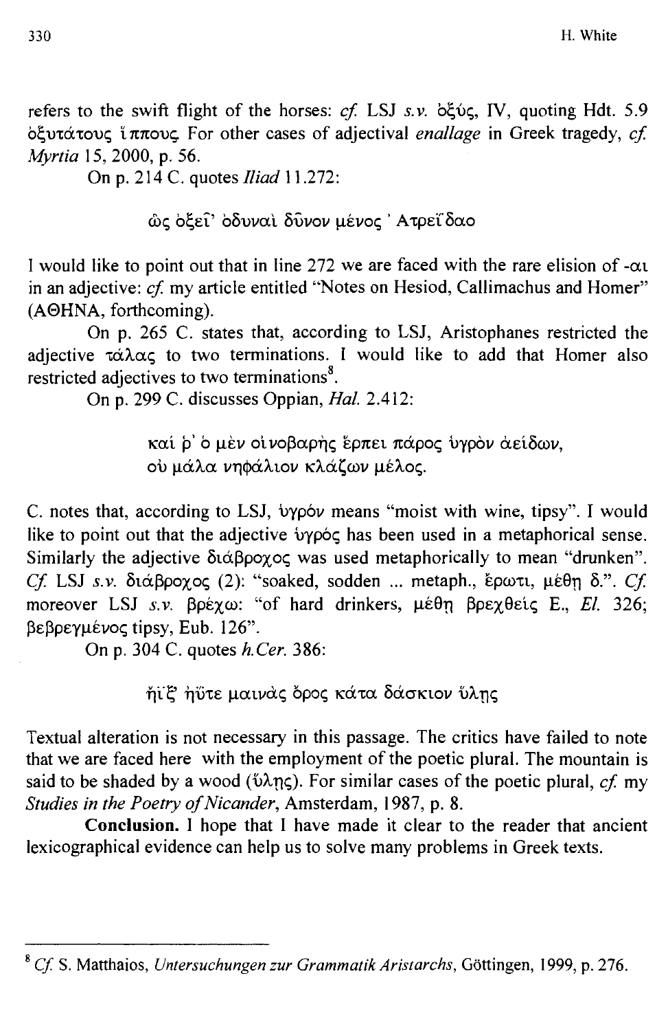refers to the swift flight of the horses: *cf.* LSJ *s.v.* ὀξύς, IV, quoting Hdt. 5.9 ὀξυτάτους ἵππους. For other cases of adjectival *enallage* in Greek tragedy, *cf.* *Myrtia* 15, 2000, p. 56.

On p. 214 C. quotes *Iliad* 11.272:

ὣς ὀξεῖ' ὀδυναὶ δῦνον μένος Ἀτρεΐδαο

I would like to point out that in line 272 we are faced with the rare elision of -αι in an adjective: *cf.* my article entitled "Notes on Hesiod, Callimachus and Homer" (ΑΘΗΝΑ, forthcoming).

On p. 265 C. states that, according to LSJ, Aristophanes restricted the adjective τάλας to two terminations. I would like to add that Homer also restricted adjectives to two terminations[8].

On p. 299 C. discusses Oppian, *Hal.* 2.412:

> καί ῥ' ὁ μὲν οἰνοβαρὴς ἕρπει πάρος ὑγρὸν ἀείδων,
> οὐ μάλα νηφάλιον κλάζων μέλος.

C. notes that, according to LSJ, ὑγρόν means "moist with wine, tipsy". I would like to point out that the adjective ὑγρός has been used in a metaphorical sense. Similarly the adjective διάβροχος was used metaphorically to mean "drunken". *Cf.* LSJ *s.v.* διάβροχος (2): "soaked, sodden ... metaph., ἔρωτι, μέθῃ δ.". *Cf.* moreover LSJ *s.v.* βρέχω: "of hard drinkers, μέθῃ βρεχθείς E., *El.* 326; βεβρεγμένος tipsy, Eub. 126".

On p. 304 C. quotes *h.Cer.* 386:

ἤϊξ' ἠΰτε μαινὰς ὄρος κάτα δάσκιον ὕλῃς

Textual alteration is not necessary in this passage. The critics have failed to note that we are faced here with the employment of the poetic plural. The mountain is said to be shaded by a wood (ὕλῃς). For similar cases of the poetic plural, *cf.* my *Studies in the Poetry of Nicander*, Amsterdam, 1987, p. 8.

**Conclusion.** I hope that I have made it clear to the reader that ancient lexicographical evidence can help us to solve many problems in Greek texts.

---

[8] *Cf.* S. Matthaios, *Untersuchungen zur Grammatik Aristarchs*, Göttingen, 1999, p. 276.